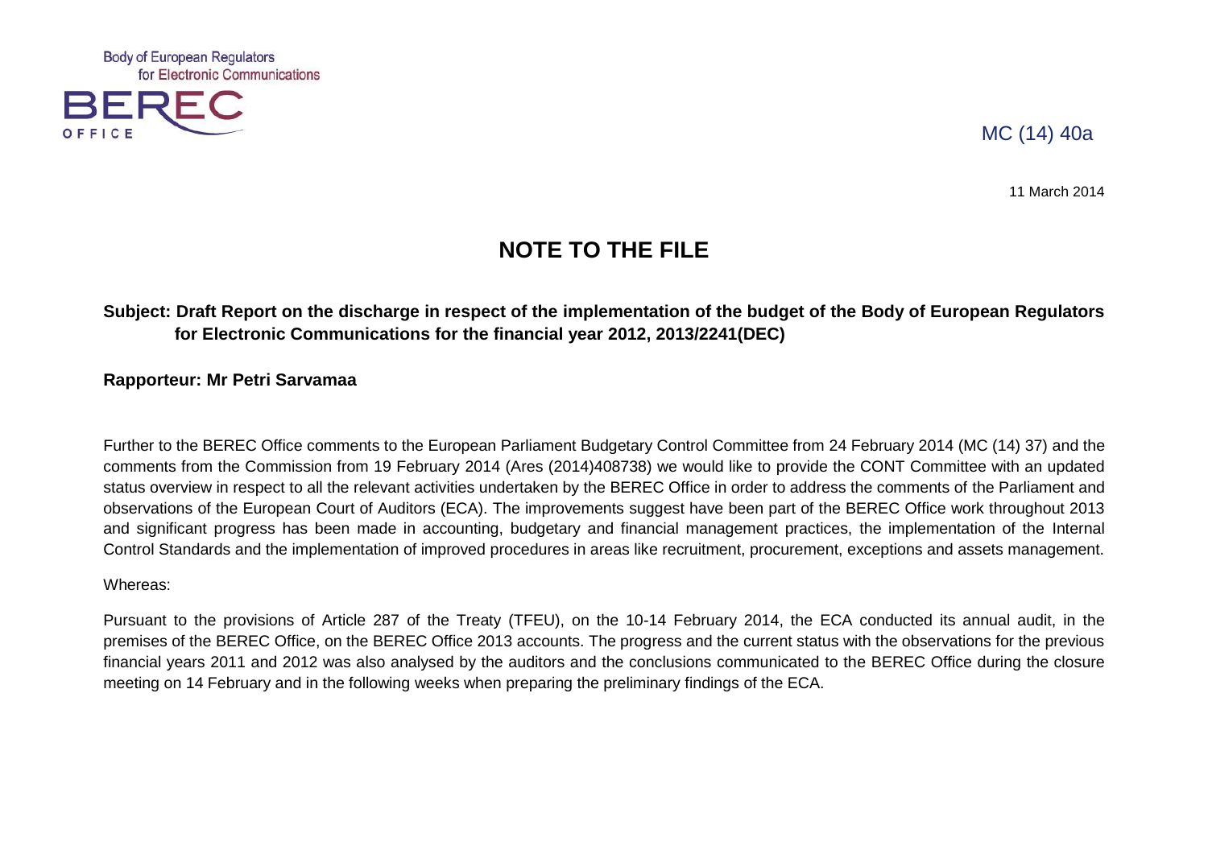Body of European Regulators
for Electronic Communications

BEREC
OFFICE

MC (14) 40a

11 March 2014

# NOTE TO THE FILE

**Subject: Draft Report on the discharge in respect of the implementation of the budget of the Body of European Regulators for Electronic Communications for the financial year 2012, 2013/2241(DEC)**

**Rapporteur: Mr Petri Sarvamaa**

Further to the BEREC Office comments to the European Parliament Budgetary Control Committee from 24 February 2014 (MC (14) 37) and the comments from the Commission from 19 February 2014 (Ares (2014)408738) we would like to provide the CONT Committee with an updated status overview in respect to all the relevant activities undertaken by the BEREC Office in order to address the comments of the Parliament and observations of the European Court of Auditors (ECA). The improvements suggest have been part of the BEREC Office work throughout 2013 and significant progress has been made in accounting, budgetary and financial management practices, the implementation of the Internal Control Standards and the implementation of improved procedures in areas like recruitment, procurement, exceptions and assets management.

Whereas:

Pursuant to the provisions of Article 287 of the Treaty (TFEU), on the 10-14 February 2014, the ECA conducted its annual audit, in the premises of the BEREC Office, on the BEREC Office 2013 accounts. The progress and the current status with the observations for the previous financial years 2011 and 2012 was also analysed by the auditors and the conclusions communicated to the BEREC Office during the closure meeting on 14 February and in the following weeks when preparing the preliminary findings of the ECA.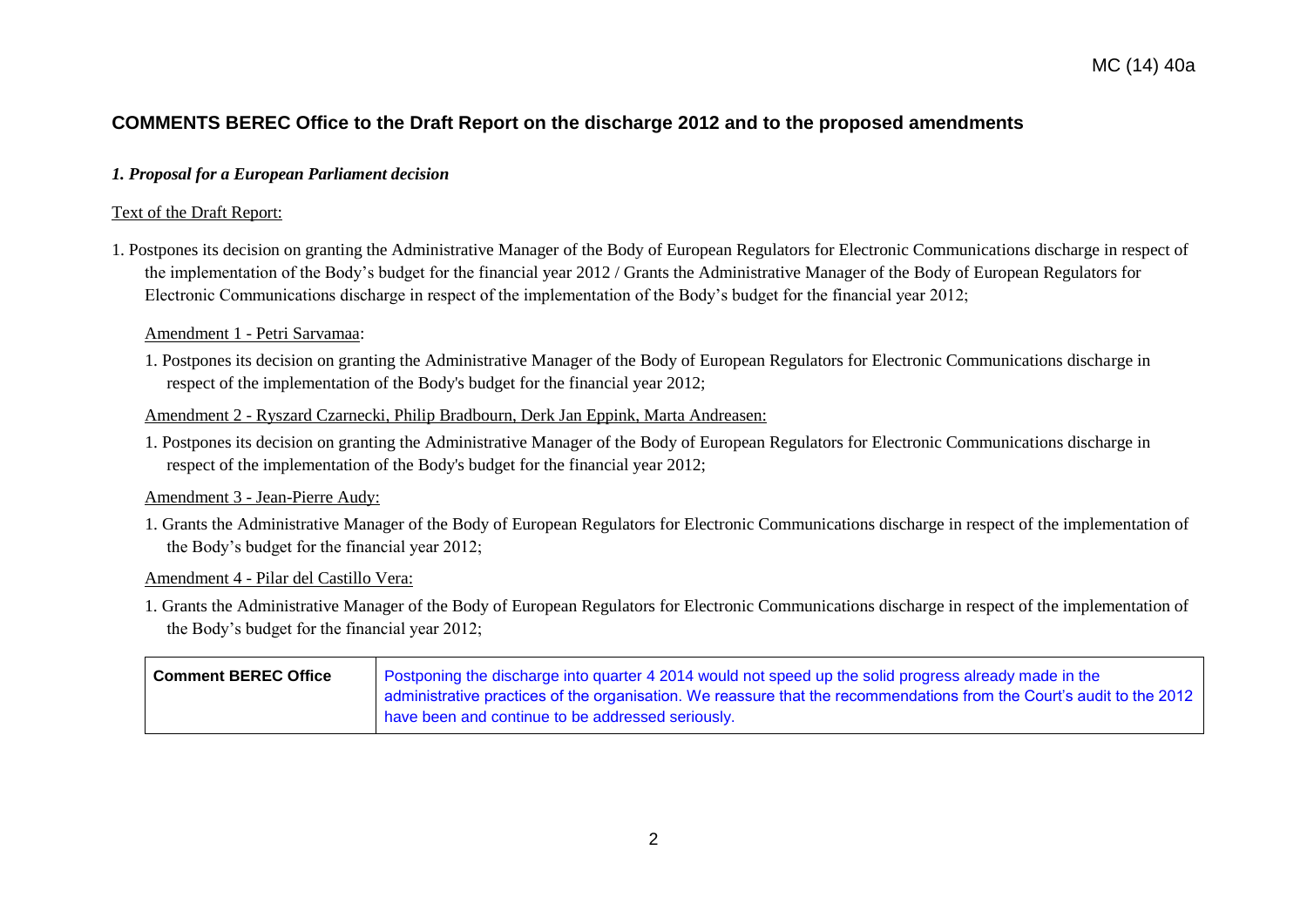# COMMENTS BEREC Office to the Draft Report on the discharge 2012 and to the proposed amendments

### *1. Proposal for a European Parliament decision*

Text of the Draft Report:

1. Postpones its decision on granting the Administrative Manager of the Body of European Regulators for Electronic Communications discharge in respect of the implementation of the Body's budget for the financial year 2012 / Grants the Administrative Manager of the Body of European Regulators for Electronic Communications discharge in respect of the implementation of the Body's budget for the financial year 2012;

Amendment 1 - Petri Sarvamaa:

1. Postpones its decision on granting the Administrative Manager of the Body of European Regulators for Electronic Communications discharge in respect of the implementation of the Body's budget for the financial year 2012;

Amendment 2 - Ryszard Czarnecki, Philip Bradbourn, Derk Jan Eppink, Marta Andreasen:

1. Postpones its decision on granting the Administrative Manager of the Body of European Regulators for Electronic Communications discharge in respect of the implementation of the Body's budget for the financial year 2012;

Amendment 3 - Jean-Pierre Audy:

1. Grants the Administrative Manager of the Body of European Regulators for Electronic Communications discharge in respect of the implementation of the Body's budget for the financial year 2012;

Amendment 4 - Pilar del Castillo Vera:

1. Grants the Administrative Manager of the Body of European Regulators for Electronic Communications discharge in respect of the implementation of the Body's budget for the financial year 2012;

| **Comment BEREC Office** | Postponing the discharge into quarter 4 2014 would not speed up the solid progress already made in the administrative practices of the organisation. We reassure that the recommendations from the Court's audit to the 2012 have been and continue to be addressed seriously. |
|---|---|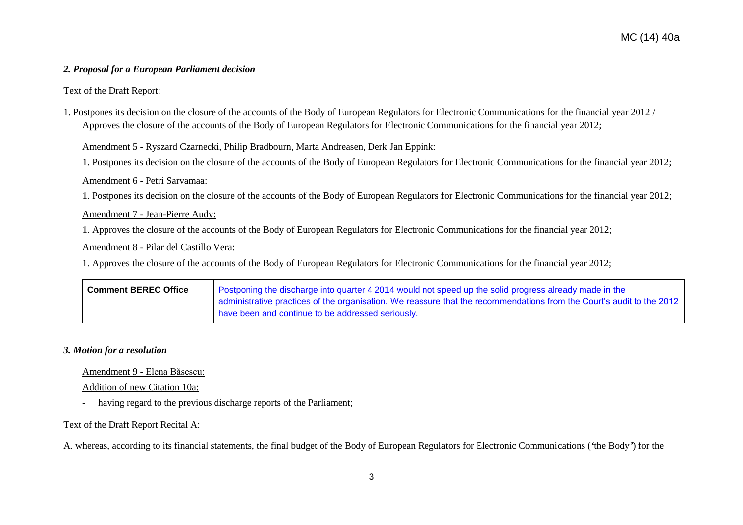### *2. Proposal for a European Parliament decision*

Text of the Draft Report:

1. Postpones its decision on the closure of the accounts of the Body of European Regulators for Electronic Communications for the financial year 2012 / Approves the closure of the accounts of the Body of European Regulators for Electronic Communications for the financial year 2012;

Amendment 5 - Ryszard Czarnecki, Philip Bradbourn, Marta Andreasen, Derk Jan Eppink:

1. Postpones its decision on the closure of the accounts of the Body of European Regulators for Electronic Communications for the financial year 2012;

Amendment 6 - Petri Sarvamaa:

1. Postpones its decision on the closure of the accounts of the Body of European Regulators for Electronic Communications for the financial year 2012;

Amendment 7 - Jean-Pierre Audy:

1. Approves the closure of the accounts of the Body of European Regulators for Electronic Communications for the financial year 2012;

Amendment 8 - Pilar del Castillo Vera:

1. Approves the closure of the accounts of the Body of European Regulators for Electronic Communications for the financial year 2012;

| **Comment BEREC Office** | Postponing the discharge into quarter 4 2014 would not speed up the solid progress already made in the administrative practices of the organisation. We reassure that the recommendations from the Court's audit to the 2012 have been and continue to be addressed seriously. |
|---|---|

### *3. Motion for a resolution*

Amendment 9 - Elena Băsescu:

Addition of new Citation 10a:

- having regard to the previous discharge reports of the Parliament;

Text of the Draft Report Recital A:

A. whereas, according to its financial statements, the final budget of the Body of European Regulators for Electronic Communications ('the Body') for the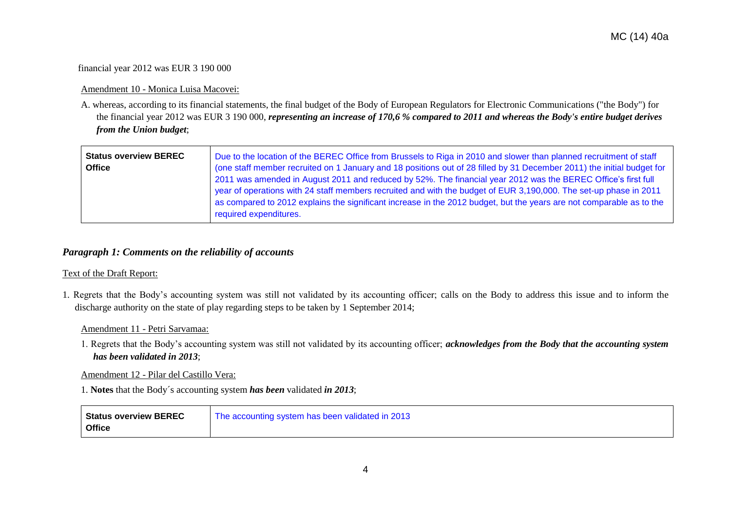financial year 2012 was EUR 3 190 000

Amendment 10 - Monica Luisa Macovei:

A. whereas, according to its financial statements, the final budget of the Body of European Regulators for Electronic Communications ("the Body") for the financial year 2012 was EUR 3 190 000, ***representing an increase of 170,6 % compared to 2011 and whereas the Body's entire budget derives from the Union budget***;

| **Status overview BEREC Office** | Due to the location of the BEREC Office from Brussels to Riga in 2010 and slower than planned recruitment of staff (one staff member recruited on 1 January and 18 positions out of 28 filled by 31 December 2011) the initial budget for 2011 was amended in August 2011 and reduced by 52%. The financial year 2012 was the BEREC Office's first full year of operations with 24 staff members recruited and with the budget of EUR 3,190,000. The set-up phase in 2011 as compared to 2012 explains the significant increase in the 2012 budget, but the years are not comparable as to the required expenditures. |
|---|---|

## *Paragraph 1: Comments on the reliability of accounts*

Text of the Draft Report:

1. Regrets that the Body's accounting system was still not validated by its accounting officer; calls on the Body to address this issue and to inform the discharge authority on the state of play regarding steps to be taken by 1 September 2014;

Amendment 11 - Petri Sarvamaa:

1. Regrets that the Body's accounting system was still not validated by its accounting officer; ***acknowledges from the Body that the accounting system has been validated in 2013***;

Amendment 12 - Pilar del Castillo Vera:

1. **Notes** that the Body´s accounting system ***has been*** validated ***in 2013***;

| **Status overview BEREC Office** | The accounting system has been validated in 2013 |
|---|---|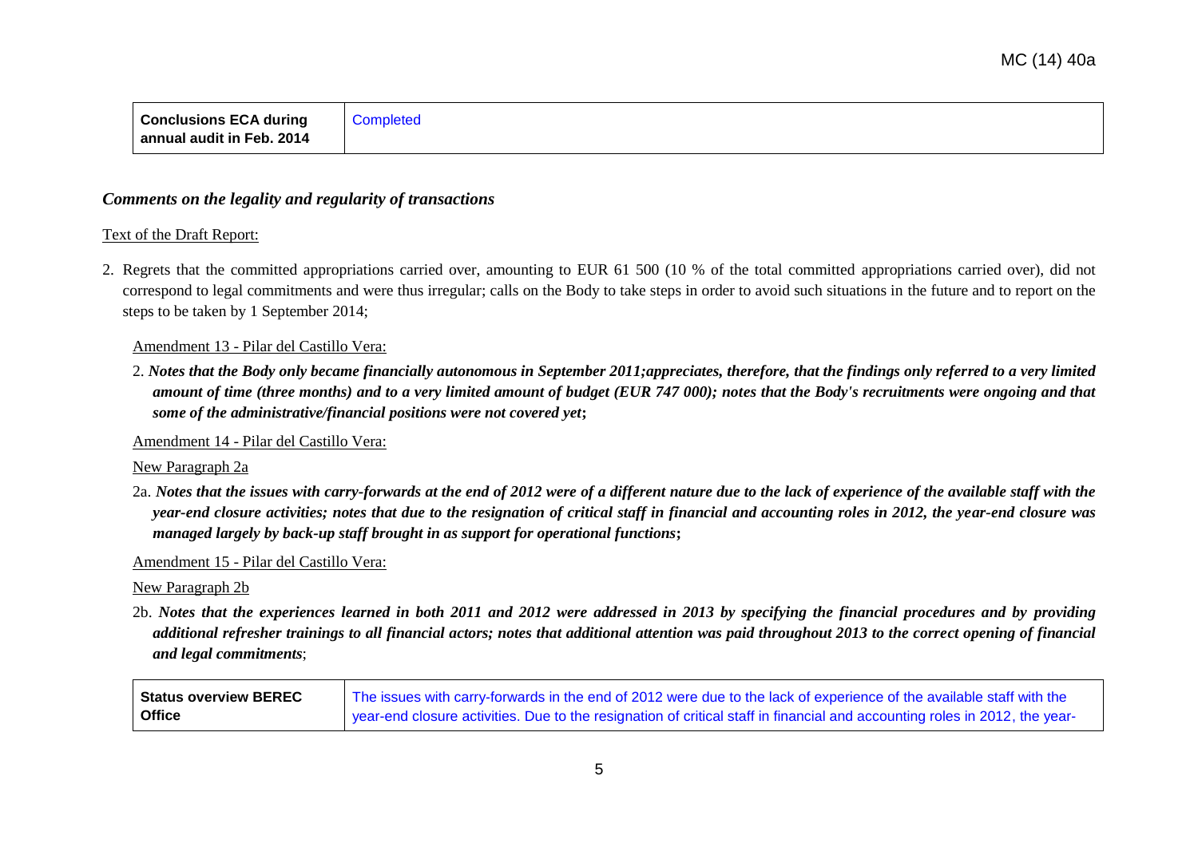| Conclusions ECA during annual audit in Feb. 2014 | Completed |
|---|---|

### *Comments on the legality and regularity of transactions*

Text of the Draft Report:

2. Regrets that the committed appropriations carried over, amounting to EUR 61 500 (10 % of the total committed appropriations carried over), did not correspond to legal commitments and were thus irregular; calls on the Body to take steps in order to avoid such situations in the future and to report on the steps to be taken by 1 September 2014;

Amendment 13 - Pilar del Castillo Vera:

2. ***Notes that the Body only became financially autonomous in September 2011;appreciates, therefore, that the findings only referred to a very limited amount of time (three months) and to a very limited amount of budget (EUR 747 000); notes that the Body's recruitments were ongoing and that some of the administrative/financial positions were not covered yet*;**

Amendment 14 - Pilar del Castillo Vera:

New Paragraph 2a

2a. ***Notes that the issues with carry-forwards at the end of 2012 were of a different nature due to the lack of experience of the available staff with the year-end closure activities; notes that due to the resignation of critical staff in financial and accounting roles in 2012, the year-end closure was managed largely by back-up staff brought in as support for operational functions*;**

Amendment 15 - Pilar del Castillo Vera:

New Paragraph 2b

2b. ***Notes that the experiences learned in both 2011 and 2012 were addressed in 2013 by specifying the financial procedures and by providing additional refresher trainings to all financial actors; notes that additional attention was paid throughout 2013 to the correct opening of financial and legal commitments***;

| Status overview BEREC Office | The issues with carry-forwards in the end of 2012 were due to the lack of experience of the available staff with the year-end closure activities. Due to the resignation of critical staff in financial and accounting roles in 2012, the year- |
|---|---|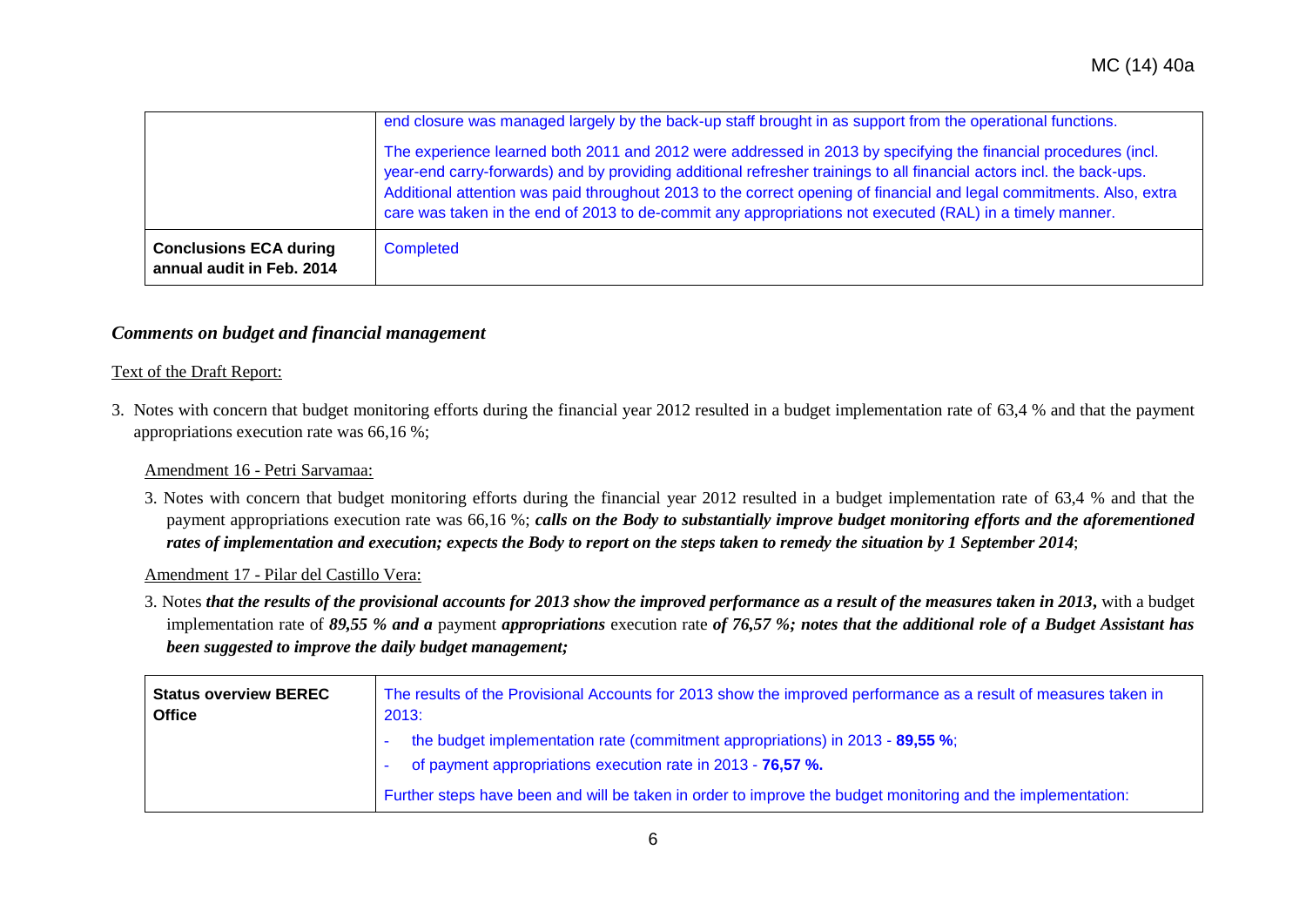| | |
|---|---|
| | end closure was managed largely by the back-up staff brought in as support from the operational functions.<br><br>The experience learned both 2011 and 2012 were addressed in 2013 by specifying the financial procedures (incl. year-end carry-forwards) and by providing additional refresher trainings to all financial actors incl. the back-ups. Additional attention was paid throughout 2013 to the correct opening of financial and legal commitments. Also, extra care was taken in the end of 2013 to de-commit any appropriations not executed (RAL) in a timely manner. |
| **Conclusions ECA during annual audit in Feb. 2014** | Completed |

### *Comments on budget and financial management*

Text of the Draft Report:

3. Notes with concern that budget monitoring efforts during the financial year 2012 resulted in a budget implementation rate of 63,4 % and that the payment appropriations execution rate was 66,16 %;

Amendment 16 - Petri Sarvamaa:

3. Notes with concern that budget monitoring efforts during the financial year 2012 resulted in a budget implementation rate of 63,4 % and that the payment appropriations execution rate was 66,16 %; ***calls on the Body to substantially improve budget monitoring efforts and the aforementioned rates of implementation and execution; expects the Body to report on the steps taken to remedy the situation by 1 September 2014***;

Amendment 17 - Pilar del Castillo Vera:

3. Notes ***that the results of the provisional accounts for 2013 show the improved performance as a result of the measures taken in 2013*****,** with a budget implementation rate of ***89,55 % and a*** payment ***appropriations*** execution rate ***of 76,57 %; notes that the additional role of a Budget Assistant has been suggested to improve the daily budget management;***

| | |
|---|---|
| **Status overview BEREC Office** | The results of the Provisional Accounts for 2013 show the improved performance as a result of measures taken in 2013:<br>- the budget implementation rate (commitment appropriations) in 2013 - **89,55 %**;<br>- of payment appropriations execution rate in 2013 - **76,57 %.**<br><br>Further steps have been and will be taken in order to improve the budget monitoring and the implementation: |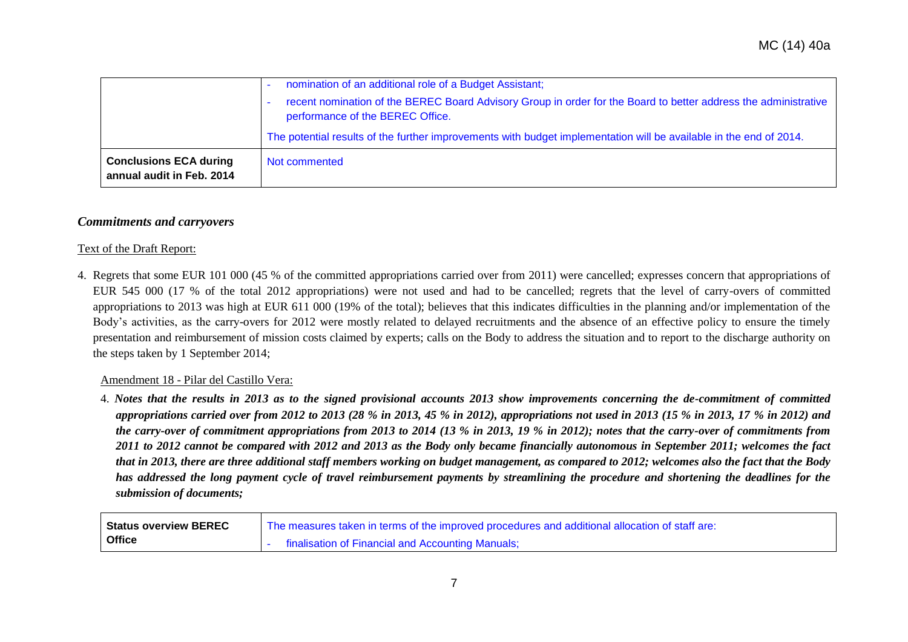| | - nomination of an additional role of a Budget Assistant;<br>- recent nomination of the BEREC Board Advisory Group in order for the Board to better address the administrative performance of the BEREC Office.<br>The potential results of the further improvements with budget implementation will be available in the end of 2014. |
|---|---|
| **Conclusions ECA during annual audit in Feb. 2014** | Not commented |

### *Commitments and carryovers*

Text of the Draft Report:

4. Regrets that some EUR 101 000 (45 % of the committed appropriations carried over from 2011) were cancelled; expresses concern that appropriations of EUR 545 000 (17 % of the total 2012 appropriations) were not used and had to be cancelled; regrets that the level of carry-overs of committed appropriations to 2013 was high at EUR 611 000 (19% of the total); believes that this indicates difficulties in the planning and/or implementation of the Body's activities, as the carry-overs for 2012 were mostly related to delayed recruitments and the absence of an effective policy to ensure the timely presentation and reimbursement of mission costs claimed by experts; calls on the Body to address the situation and to report to the discharge authority on the steps taken by 1 September 2014;

Amendment 18 - Pilar del Castillo Vera:

4. ***Notes that the results in 2013 as to the signed provisional accounts 2013 show improvements concerning the de-commitment of committed appropriations carried over from 2012 to 2013 (28 % in 2013, 45 % in 2012), appropriations not used in 2013 (15 % in 2013, 17 % in 2012) and the carry-over of commitment appropriations from 2013 to 2014 (13 % in 2013, 19 % in 2012); notes that the carry-over of commitments from 2011 to 2012 cannot be compared with 2012 and 2013 as the Body only became financially autonomous in September 2011; welcomes the fact that in 2013, there are three additional staff members working on budget management, as compared to 2012; welcomes also the fact that the Body has addressed the long payment cycle of travel reimbursement payments by streamlining the procedure and shortening the deadlines for the submission of documents;***

| **Status overview BEREC Office** | The measures taken in terms of the improved procedures and additional allocation of staff are:<br>- finalisation of Financial and Accounting Manuals; |
|---|---|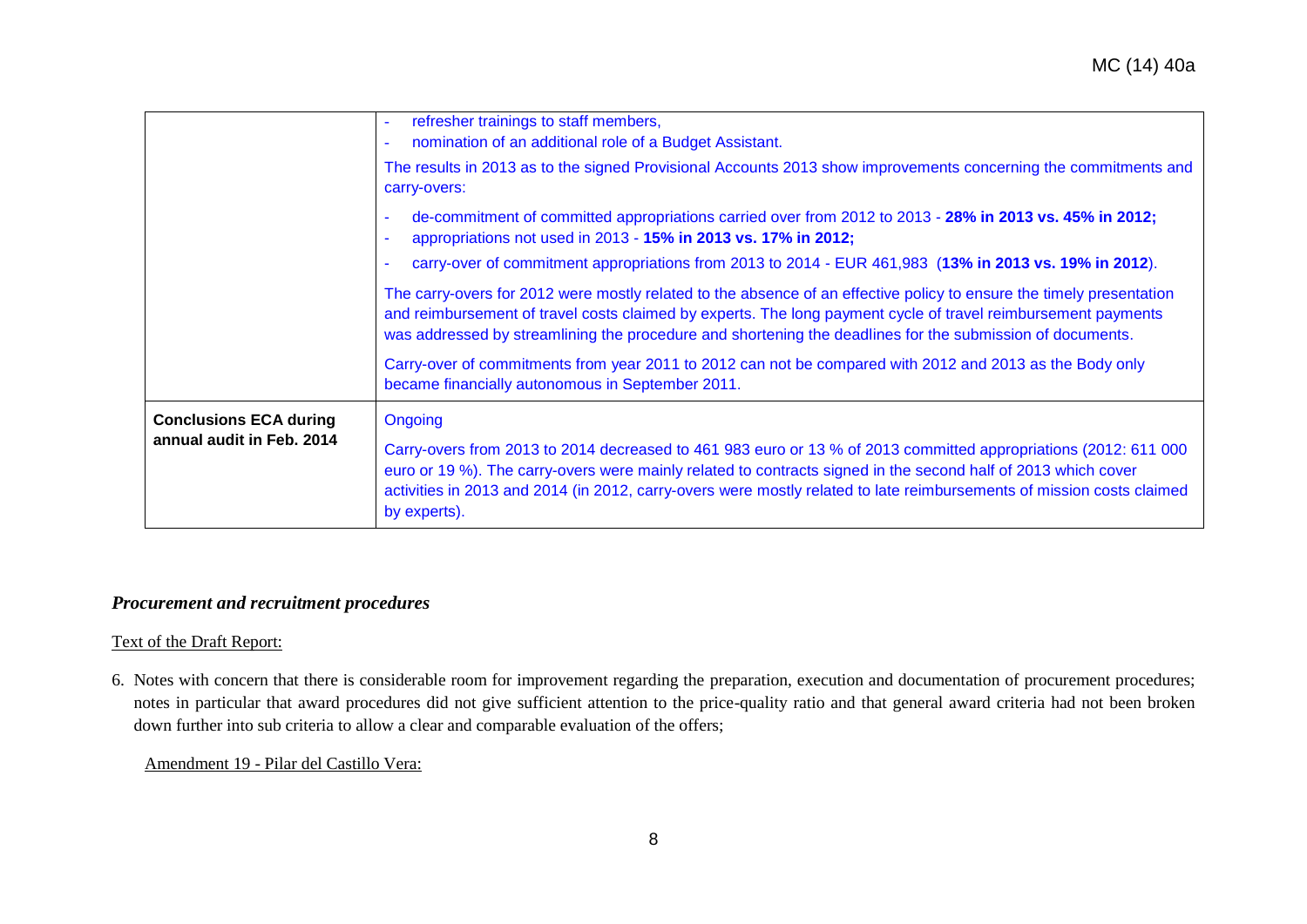| | |
|---|---|
| | - refresher trainings to staff members,<br>- nomination of an additional role of a Budget Assistant.<br><br>The results in 2013 as to the signed Provisional Accounts 2013 show improvements concerning the commitments and carry-overs:<br><br>- de-commitment of committed appropriations carried over from 2012 to 2013 - **28% in 2013 vs. 45% in 2012;**<br>- appropriations not used in 2013 - **15% in 2013 vs. 17% in 2012;**<br>- carry-over of commitment appropriations from 2013 to 2014 - EUR 461,983 (**13% in 2013 vs. 19% in 2012**).<br><br>The carry-overs for 2012 were mostly related to the absence of an effective policy to ensure the timely presentation and reimbursement of travel costs claimed by experts. The long payment cycle of travel reimbursement payments was addressed by streamlining the procedure and shortening the deadlines for the submission of documents.<br><br>Carry-over of commitments from year 2011 to 2012 can not be compared with 2012 and 2013 as the Body only became financially autonomous in September 2011. |
| **Conclusions ECA during annual audit in Feb. 2014** | Ongoing<br><br>Carry-overs from 2013 to 2014 decreased to 461 983 euro or 13 % of 2013 committed appropriations (2012: 611 000 euro or 19 %). The carry-overs were mainly related to contracts signed in the second half of 2013 which cover activities in 2013 and 2014 (in 2012, carry-overs were mostly related to late reimbursements of mission costs claimed by experts). |

### *Procurement and recruitment procedures*

<u>Text of the Draft Report:</u>

6. Notes with concern that there is considerable room for improvement regarding the preparation, execution and documentation of procurement procedures; notes in particular that award procedures did not give sufficient attention to the price-quality ratio and that general award criteria had not been broken down further into sub criteria to allow a clear and comparable evaluation of the offers;

<u>Amendment 19 - Pilar del Castillo Vera:</u>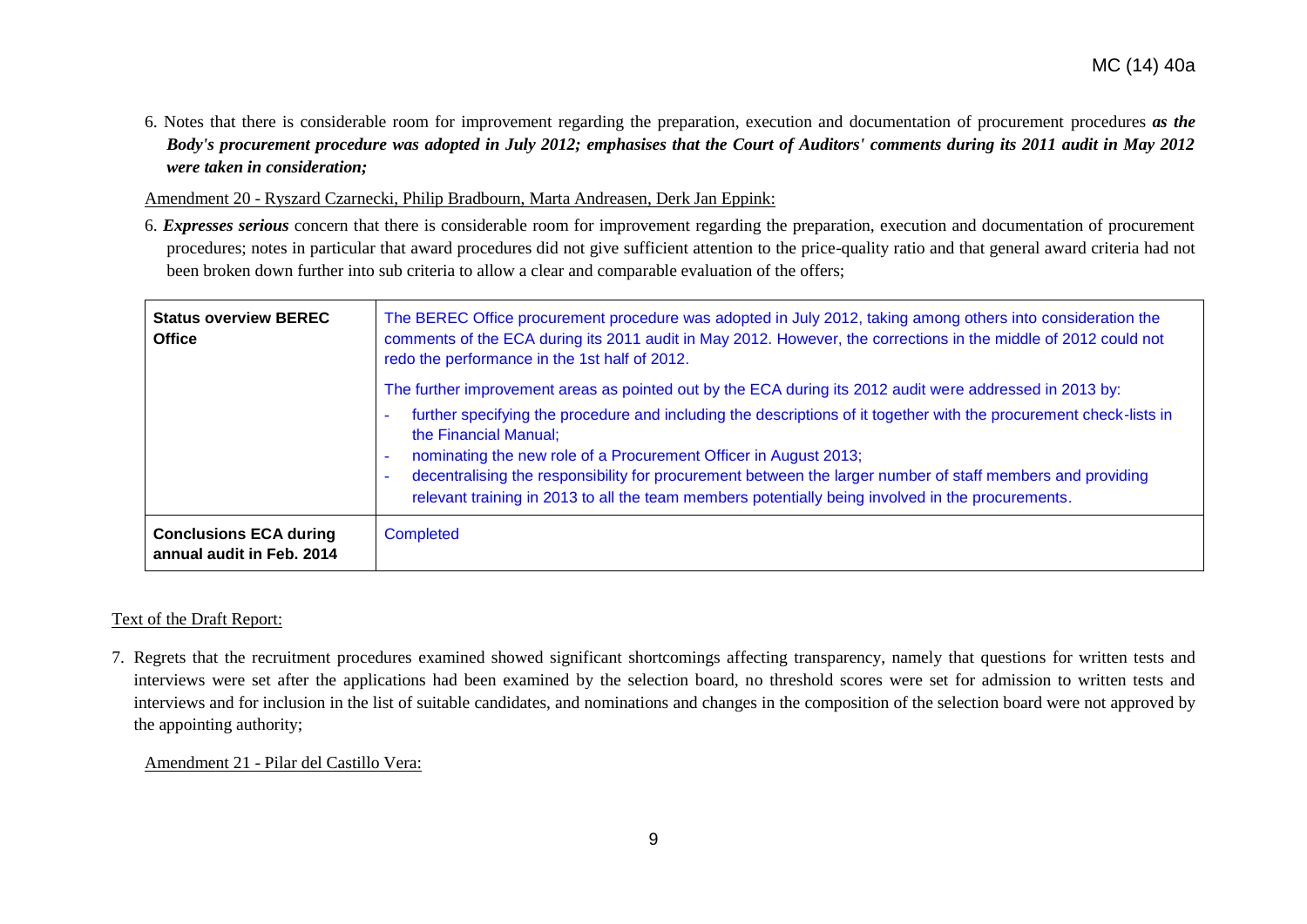6. Notes that there is considerable room for improvement regarding the preparation, execution and documentation of procurement procedures ***as the Body's procurement procedure was adopted in July 2012; emphasises that the Court of Auditors' comments during its 2011 audit in May 2012 were taken in consideration;***

Amendment 20 - Ryszard Czarnecki, Philip Bradbourn, Marta Andreasen, Derk Jan Eppink:

6. ***Expresses serious*** concern that there is considerable room for improvement regarding the preparation, execution and documentation of procurement procedures; notes in particular that award procedures did not give sufficient attention to the price-quality ratio and that general award criteria had not been broken down further into sub criteria to allow a clear and comparable evaluation of the offers;

| **Status overview BEREC Office** | The BEREC Office procurement procedure was adopted in July 2012, taking among others into consideration the comments of the ECA during its 2011 audit in May 2012. However, the corrections in the middle of 2012 could not redo the performance in the 1st half of 2012.<br><br>The further improvement areas as pointed out by the ECA during its 2012 audit were addressed in 2013 by:<br>- further specifying the procedure and including the descriptions of it together with the procurement check-lists in the Financial Manual;<br>- nominating the new role of a Procurement Officer in August 2013;<br>- decentralising the responsibility for procurement between the larger number of staff members and providing relevant training in 2013 to all the team members potentially being involved in the procurements. |
|---|---|
| **Conclusions ECA during annual audit in Feb. 2014** | Completed |

Text of the Draft Report:

7. Regrets that the recruitment procedures examined showed significant shortcomings affecting transparency, namely that questions for written tests and interviews were set after the applications had been examined by the selection board, no threshold scores were set for admission to written tests and interviews and for inclusion in the list of suitable candidates, and nominations and changes in the composition of the selection board were not approved by the appointing authority;

Amendment 21 - Pilar del Castillo Vera: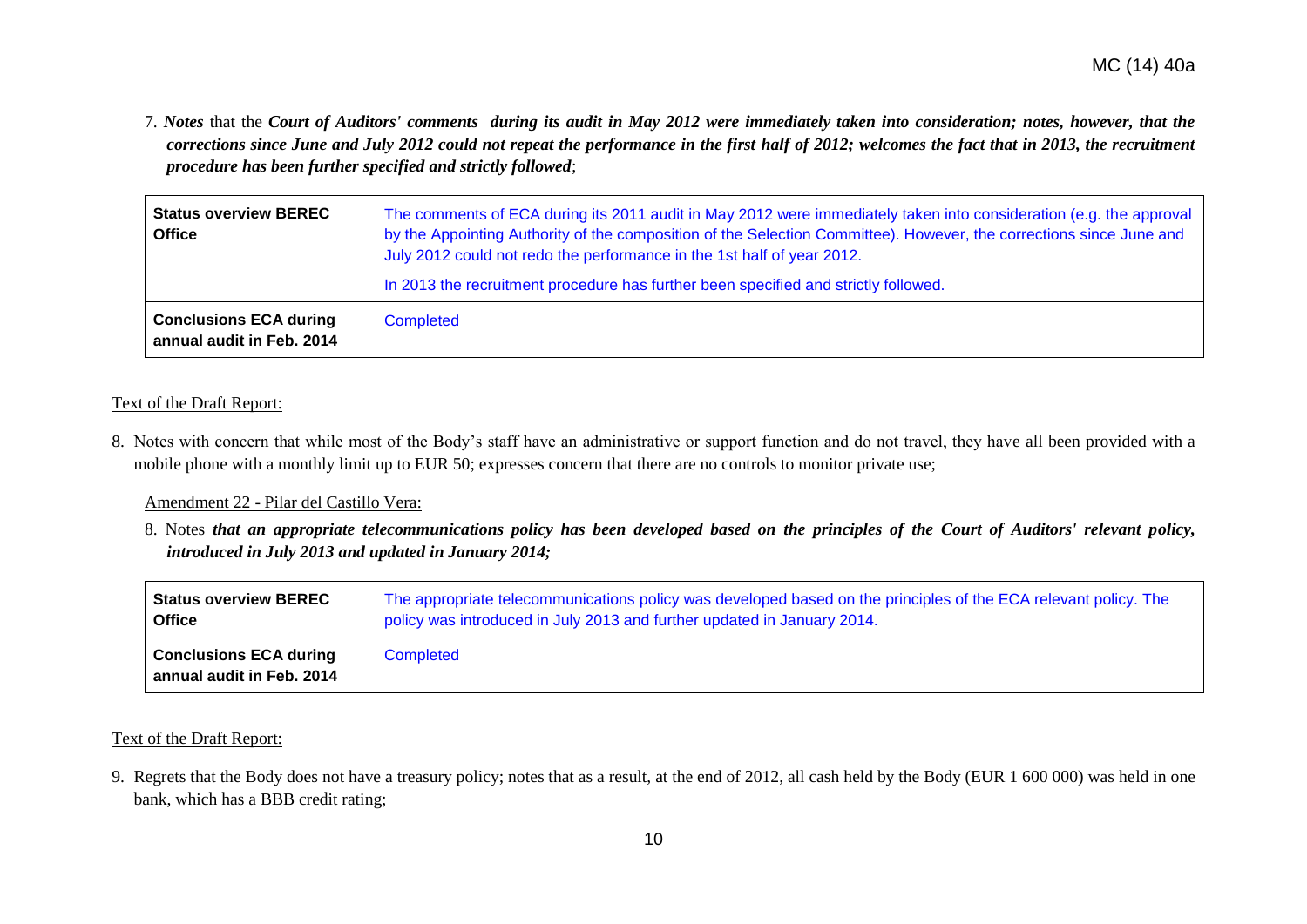7. ***Notes*** that the ***Court of Auditors' comments during its audit in May 2012 were immediately taken into consideration; notes, however, that the corrections since June and July 2012 could not repeat the performance in the first half of 2012; welcomes the fact that in 2013, the recruitment procedure has been further specified and strictly followed***;

| **Status overview BEREC Office** | The comments of ECA during its 2011 audit in May 2012 were immediately taken into consideration (e.g. the approval by the Appointing Authority of the composition of the Selection Committee). However, the corrections since June and July 2012 could not redo the performance in the 1st half of year 2012.<br><br>In 2013 the recruitment procedure has further been specified and strictly followed. |
|---|---|
| **Conclusions ECA during annual audit in Feb. 2014** | Completed |

Text of the Draft Report:

8. Notes with concern that while most of the Body's staff have an administrative or support function and do not travel, they have all been provided with a mobile phone with a monthly limit up to EUR 50; expresses concern that there are no controls to monitor private use;

Amendment 22 - Pilar del Castillo Vera:

8. Notes ***that an appropriate telecommunications policy has been developed based on the principles of the Court of Auditors' relevant policy, introduced in July 2013 and updated in January 2014;***

| **Status overview BEREC Office** | The appropriate telecommunications policy was developed based on the principles of the ECA relevant policy. The policy was introduced in July 2013 and further updated in January 2014. |
|---|---|
| **Conclusions ECA during annual audit in Feb. 2014** | Completed |

Text of the Draft Report:

9. Regrets that the Body does not have a treasury policy; notes that as a result, at the end of 2012, all cash held by the Body (EUR 1 600 000) was held in one bank, which has a BBB credit rating;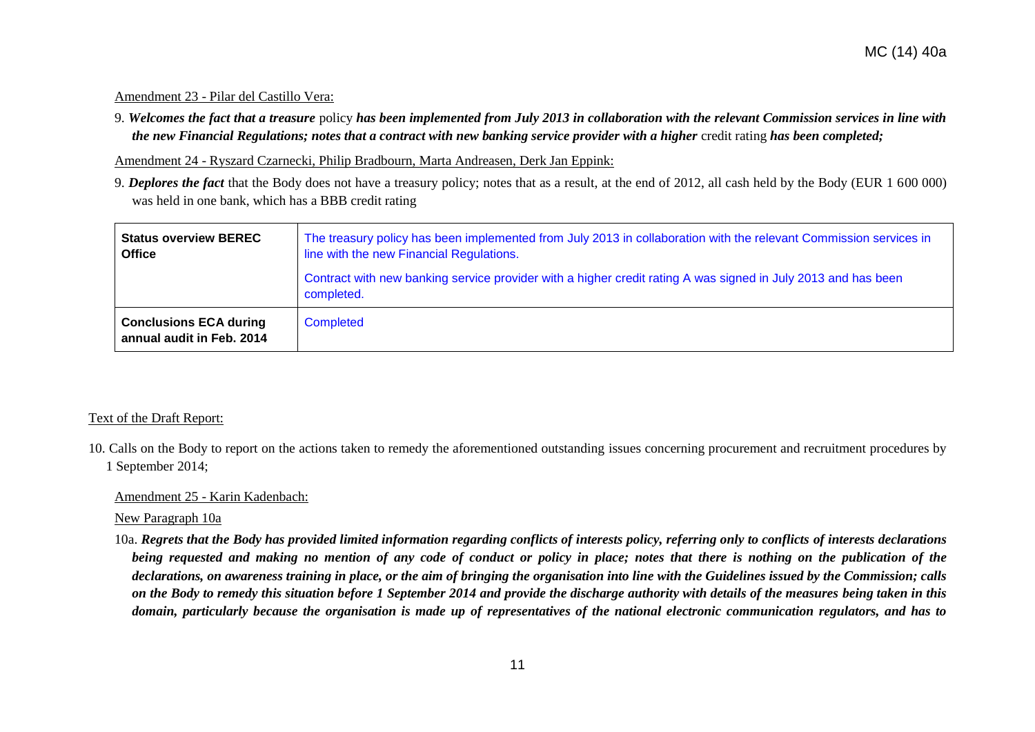Amendment 23 - Pilar del Castillo Vera:

9. ***Welcomes the fact that a treasure*** policy ***has been implemented from July 2013 in collaboration with the relevant Commission services in line with the new Financial Regulations; notes that a contract with new banking service provider with a higher*** credit rating ***has been completed;***

Amendment 24 - Ryszard Czarnecki, Philip Bradbourn, Marta Andreasen, Derk Jan Eppink:

9. ***Deplores the fact*** that the Body does not have a treasury policy; notes that as a result, at the end of 2012, all cash held by the Body (EUR 1 600 000) was held in one bank, which has a BBB credit rating

| **Status overview BEREC Office** | The treasury policy has been implemented from July 2013 in collaboration with the relevant Commission services in line with the new Financial Regulations.<br><br>Contract with new banking service provider with a higher credit rating A was signed in July 2013 and has been completed. |
|---|---|
| **Conclusions ECA during annual audit in Feb. 2014** | Completed |

Text of the Draft Report:

10. Calls on the Body to report on the actions taken to remedy the aforementioned outstanding issues concerning procurement and recruitment procedures by 1 September 2014;

Amendment 25 - Karin Kadenbach:

New Paragraph 10a

10a. ***Regrets that the Body has provided limited information regarding conflicts of interests policy, referring only to conflicts of interests declarations being requested and making no mention of any code of conduct or policy in place; notes that there is nothing on the publication of the declarations, on awareness training in place, or the aim of bringing the organisation into line with the Guidelines issued by the Commission; calls on the Body to remedy this situation before 1 September 2014 and provide the discharge authority with details of the measures being taken in this domain, particularly because the organisation is made up of representatives of the national electronic communication regulators, and has to***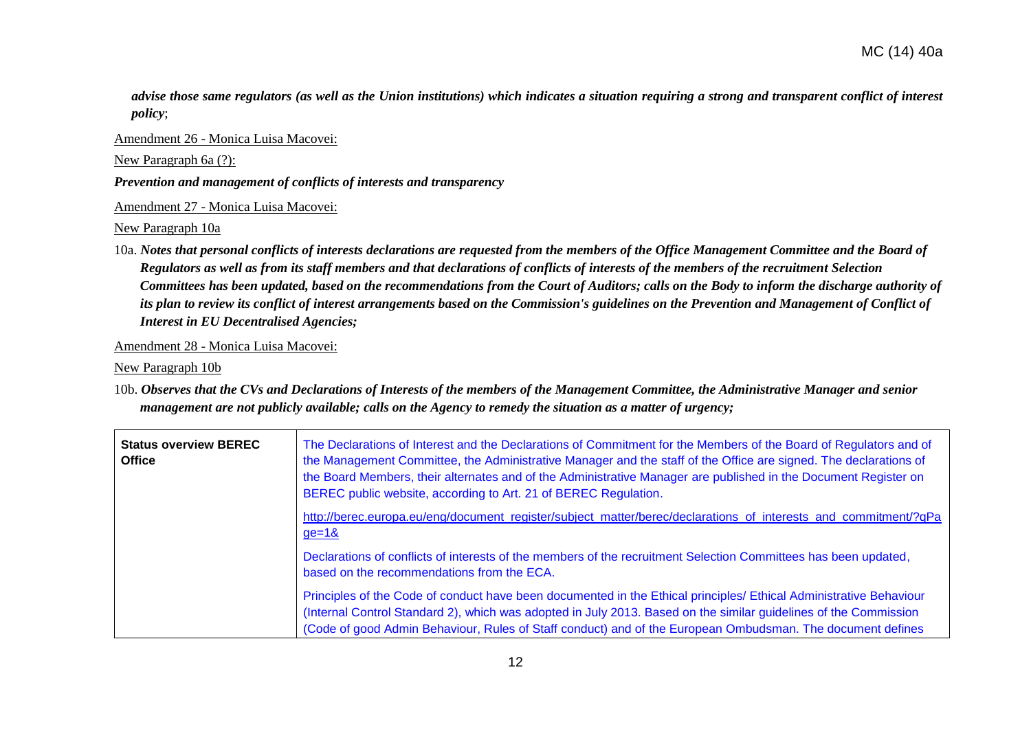***advise those same regulators (as well as the Union institutions) which indicates a situation requiring a strong and transparent conflict of interest policy***;

Amendment 26 - Monica Luisa Macovei:

New Paragraph 6a (?):

***Prevention and management of conflicts of interests and transparency***

Amendment 27 - Monica Luisa Macovei:

New Paragraph 10a

10a. ***Notes that personal conflicts of interests declarations are requested from the members of the Office Management Committee and the Board of Regulators as well as from its staff members and that declarations of conflicts of interests of the members of the recruitment Selection Committees has been updated, based on the recommendations from the Court of Auditors; calls on the Body to inform the discharge authority of its plan to review its conflict of interest arrangements based on the Commission's guidelines on the Prevention and Management of Conflict of Interest in EU Decentralised Agencies;***

Amendment 28 - Monica Luisa Macovei:

New Paragraph 10b

10b. ***Observes that the CVs and Declarations of Interests of the members of the Management Committee, the Administrative Manager and senior management are not publicly available; calls on the Agency to remedy the situation as a matter of urgency;***

| | |
|---|---|
| **Status overview BEREC Office** | The Declarations of Interest and the Declarations of Commitment for the Members of the Board of Regulators and of the Management Committee, the Administrative Manager and the staff of the Office are signed. The declarations of the Board Members, their alternates and of the Administrative Manager are published in the Document Register on BEREC public website, according to Art. 21 of BEREC Regulation.<br><br>http://berec.europa.eu/eng/document_register/subject_matter/berec/declarations_of_interests_and_commitment/?qPage=1&<br><br>Declarations of conflicts of interests of the members of the recruitment Selection Committees has been updated, based on the recommendations from the ECA.<br><br>Principles of the Code of conduct have been documented in the Ethical principles/ Ethical Administrative Behaviour (Internal Control Standard 2), which was adopted in July 2013. Based on the similar guidelines of the Commission (Code of good Admin Behaviour, Rules of Staff conduct) and of the European Ombudsman. The document defines |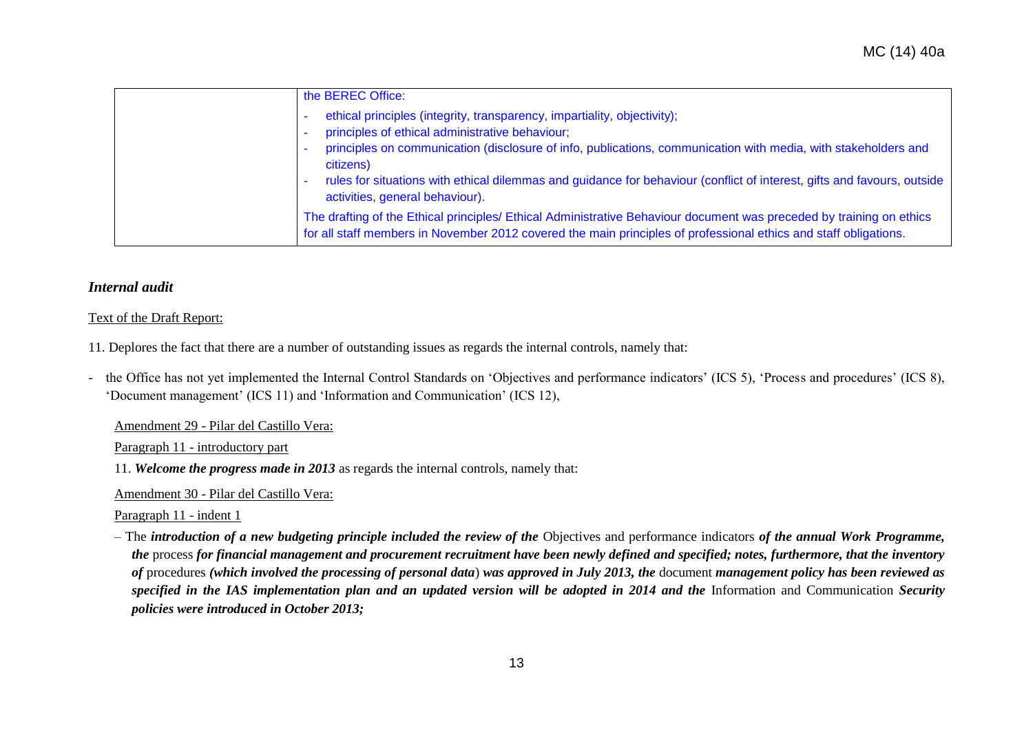|  | the BEREC Office:<br>- ethical principles (integrity, transparency, impartiality, objectivity);<br>- principles of ethical administrative behaviour;<br>- principles on communication (disclosure of info, publications, communication with media, with stakeholders and citizens)<br>- rules for situations with ethical dilemmas and guidance for behaviour (conflict of interest, gifts and favours, outside activities, general behaviour).<br>The drafting of the Ethical principles/ Ethical Administrative Behaviour document was preceded by training on ethics for all staff members in November 2012 covered the main principles of professional ethics and staff obligations. |
|---|---|

### *Internal audit*

Text of the Draft Report:

11. Deplores the fact that there are a number of outstanding issues as regards the internal controls, namely that:

- the Office has not yet implemented the Internal Control Standards on 'Objectives and performance indicators' (ICS 5), 'Process and procedures' (ICS 8), 'Document management' (ICS 11) and 'Information and Communication' (ICS 12),

Amendment 29 - Pilar del Castillo Vera:

Paragraph 11 - introductory part

11. ***Welcome the progress made in 2013*** as regards the internal controls, namely that:

Amendment 30 - Pilar del Castillo Vera:

Paragraph 11 - indent 1

– The ***introduction of a new budgeting principle included the review of the*** Objectives and performance indicators ***of the annual Work Programme, the*** process ***for financial management and procurement recruitment have been newly defined and specified; notes, furthermore, that the inventory of*** procedures ***(which involved the processing of personal data***) ***was approved in July 2013, the*** document ***management policy has been reviewed as specified in the IAS implementation plan and an updated version will be adopted in 2014 and the*** Information and Communication ***Security policies were introduced in October 2013;***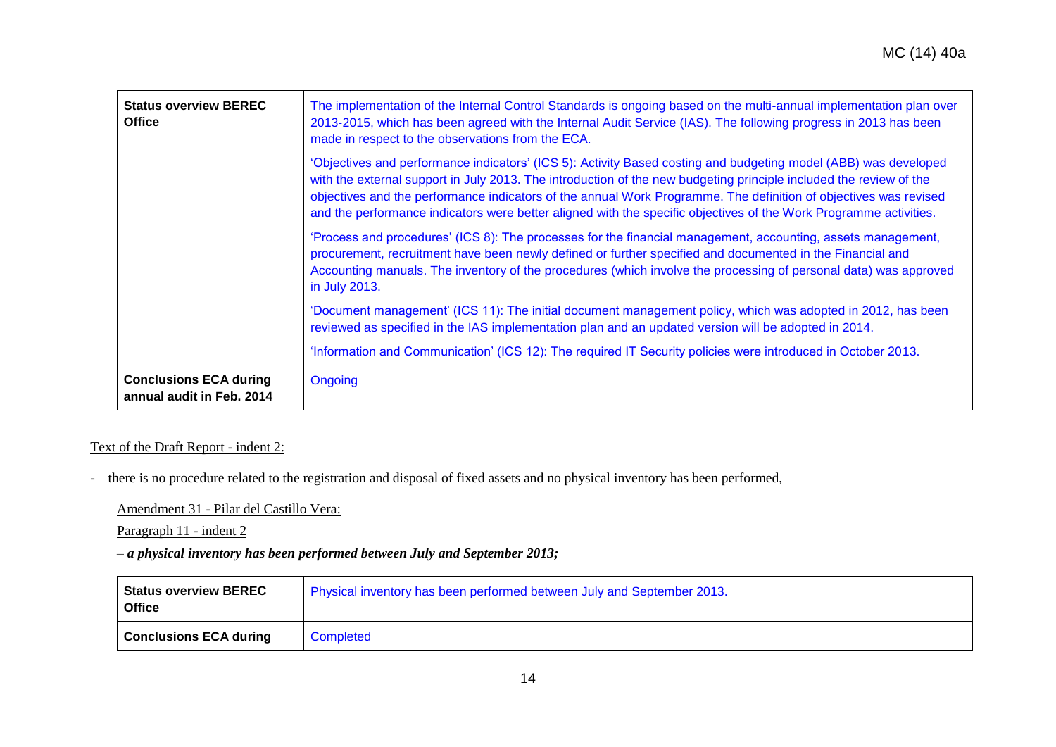| Status overview BEREC Office | The implementation of the Internal Control Standards is ongoing based on the multi-annual implementation plan over 2013-2015, which has been agreed with the Internal Audit Service (IAS). The following progress in 2013 has been made in respect to the observations from the ECA.<br><br>'Objectives and performance indicators' (ICS 5): Activity Based costing and budgeting model (ABB) was developed with the external support in July 2013. The introduction of the new budgeting principle included the review of the objectives and the performance indicators of the annual Work Programme. The definition of objectives was revised and the performance indicators were better aligned with the specific objectives of the Work Programme activities.<br><br>'Process and procedures' (ICS 8): The processes for the financial management, accounting, assets management, procurement, recruitment have been newly defined or further specified and documented in the Financial and Accounting manuals. The inventory of the procedures (which involve the processing of personal data) was approved in July 2013.<br><br>'Document management' (ICS 11): The initial document management policy, which was adopted in 2012, has been reviewed as specified in the IAS implementation plan and an updated version will be adopted in 2014.<br><br>'Information and Communication' (ICS 12): The required IT Security policies were introduced in October 2013. |
|---|---|
| **Conclusions ECA during annual audit in Feb. 2014** | Ongoing |

Text of the Draft Report - indent 2:

- there is no procedure related to the registration and disposal of fixed assets and no physical inventory has been performed,

Amendment 31 - Pilar del Castillo Vera:

Paragraph 11 - indent 2

– ***a physical inventory has been performed between July and September 2013;***

| Status overview BEREC Office | Physical inventory has been performed between July and September 2013. |
|---|---|
| **Conclusions ECA during** | Completed |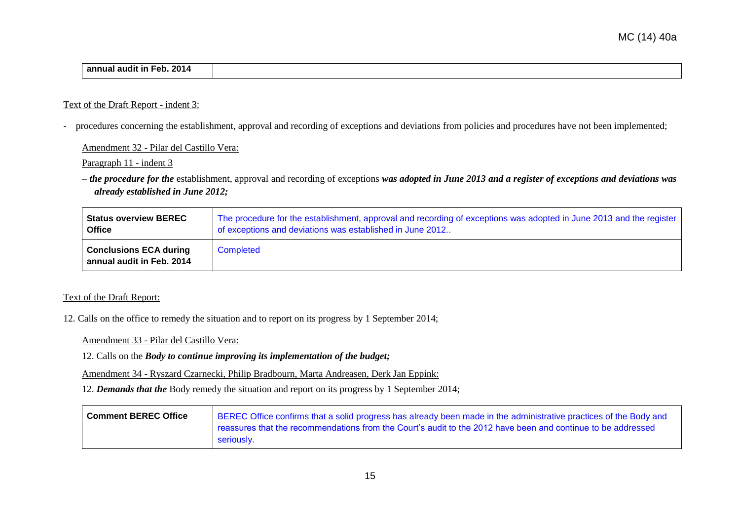| annual audit in Feb. 2014 | |
|---|---|

Text of the Draft Report - indent 3:

- procedures concerning the establishment, approval and recording of exceptions and deviations from policies and procedures have not been implemented;

Amendment 32 - Pilar del Castillo Vera:

Paragraph 11 - indent 3

– ***the procedure for the*** establishment, approval and recording of exceptions ***was adopted in June 2013 and a register of exceptions and deviations was already established in June 2012;***

| **Status overview BEREC Office** | The procedure for the establishment, approval and recording of exceptions was adopted in June 2013 and the register of exceptions and deviations was established in June 2012.. |
|---|---|
| **Conclusions ECA during annual audit in Feb. 2014** | Completed |

Text of the Draft Report:

12. Calls on the office to remedy the situation and to report on its progress by 1 September 2014;

Amendment 33 - Pilar del Castillo Vera:

12. Calls on the ***Body to continue improving its implementation of the budget;***

Amendment 34 - Ryszard Czarnecki, Philip Bradbourn, Marta Andreasen, Derk Jan Eppink:

12. ***Demands that the*** Body remedy the situation and report on its progress by 1 September 2014;

| **Comment BEREC Office** | BEREC Office confirms that a solid progress has already been made in the administrative practices of the Body and reassures that the recommendations from the Court's audit to the 2012 have been and continue to be addressed seriously. |
|---|---|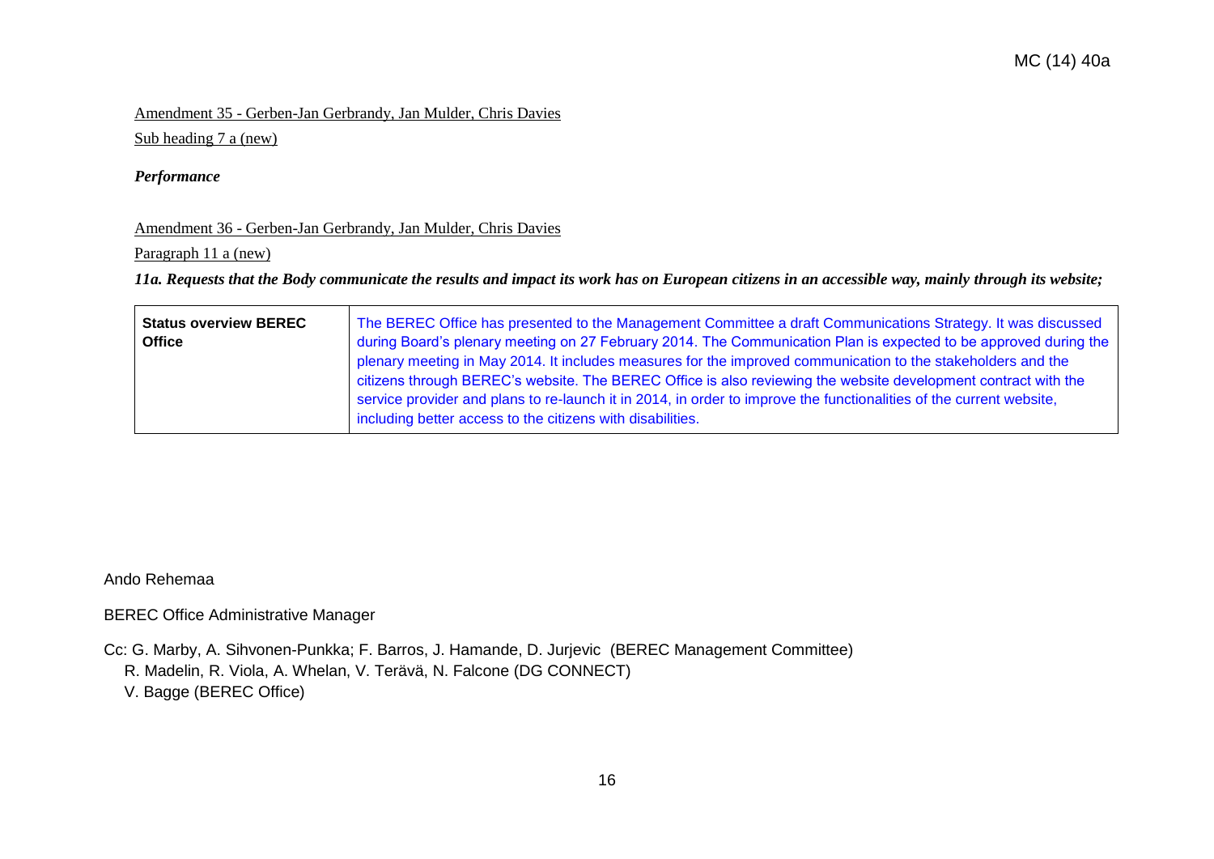Amendment 35 - Gerben-Jan Gerbrandy, Jan Mulder, Chris Davies

Sub heading 7 a (new)

***Performance***

Amendment 36 - Gerben-Jan Gerbrandy, Jan Mulder, Chris Davies

Paragraph 11 a (new)

***11a. Requests that the Body communicate the results and impact its work has on European citizens in an accessible way, mainly through its website;***

| | |
|---|---|
| **Status overview BEREC Office** | The BEREC Office has presented to the Management Committee a draft Communications Strategy. It was discussed during Board's plenary meeting on 27 February 2014. The Communication Plan is expected to be approved during the plenary meeting in May 2014. It includes measures for the improved communication to the stakeholders and the citizens through BEREC's website. The BEREC Office is also reviewing the website development contract with the service provider and plans to re-launch it in 2014, in order to improve the functionalities of the current website, including better access to the citizens with disabilities. |

Ando Rehemaa

BEREC Office Administrative Manager

Cc: G. Marby, A. Sihvonen-Punkka; F. Barros, J. Hamande, D. Jurjevic (BEREC Management Committee)
R. Madelin, R. Viola, A. Whelan, V. Terävä, N. Falcone (DG CONNECT)
V. Bagge (BEREC Office)